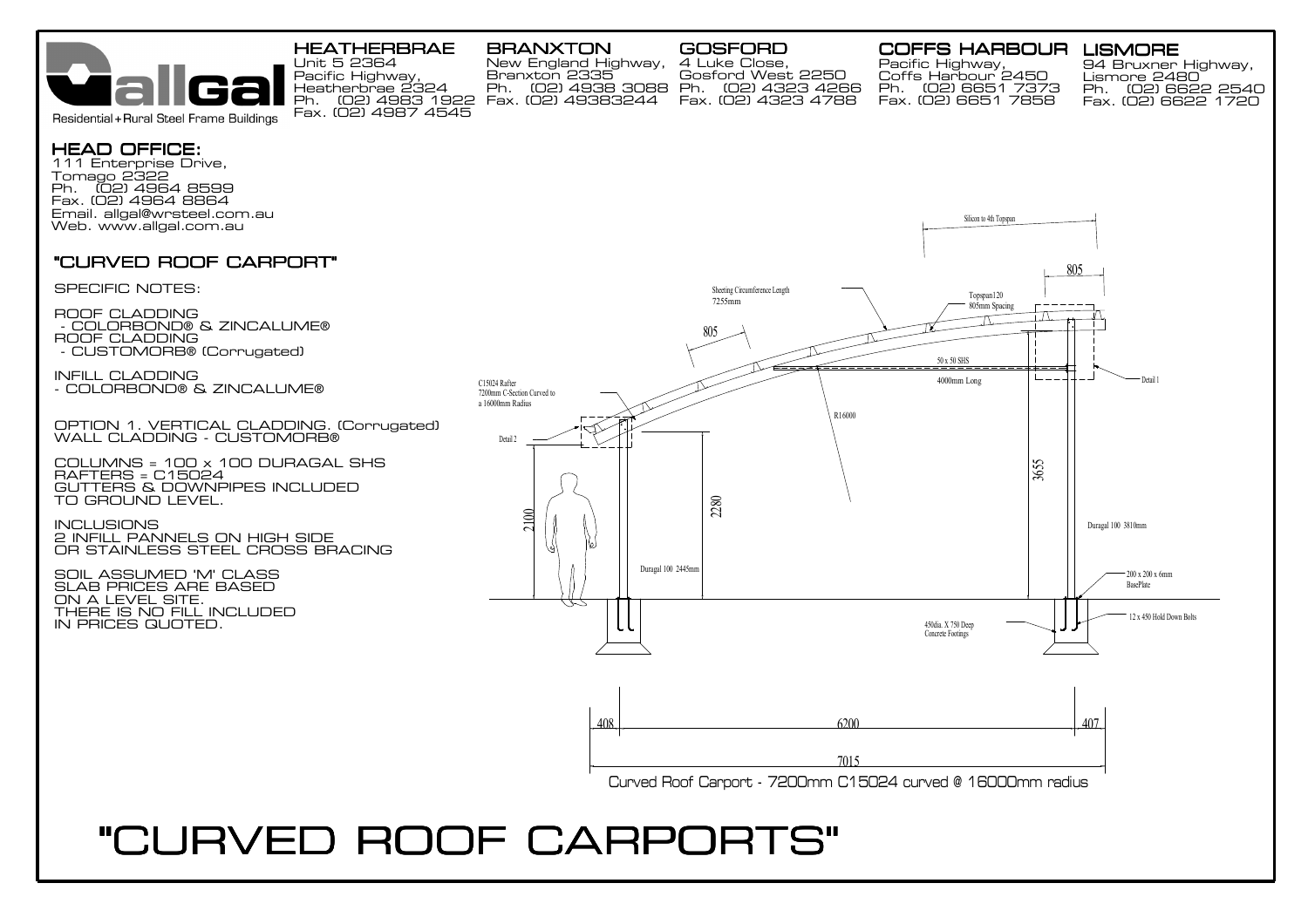allGal

Residential + Rural Steel Frame Buildings

**HEATHERBRAE**
Unit 5 2364
Pacific Highway,
Heatherbrae 2324
Ph. (02) 4983 1922
Fax. (02) 4987 4545

**BRANXTON**
New England Highway,
Branxton 2335
Ph. (02) 4938 3088
Fax. (02) 49383244

**GOSFORD**
4 Luke Close,
Gosford West 2250
Ph. (02) 4323 4266
Fax. (02) 4323 4788

**COFFS HARBOUR**
Pacific Highway,
Coffs Harbour 2450
Ph. (02) 6651 7373
Fax. (02) 6651 7858

**LISMORE**
94 Bruxner Highway,
Lismore 2480
Ph. (02) 6622 2540
Fax. (02) 6622 1720

## HEAD OFFICE:

111 Enterprise Drive,
Tomago 2322
Ph. (02) 4964 8599
Fax. (02) 4964 8864
Email. allgal@wrsteel.com.au
Web. www.allgal.com.au

## "CURVED ROOF CARPORT"

SPECIFIC NOTES:

ROOF CLADDING
- COLORBOND® & ZINCALUME®

ROOF CLADDING
- CUSTOMORB® (Corrugated)

INFILL CLADDING
- COLORBOND® & ZINCALUME®

OPTION 1. VERTICAL CLADDING. (Corrugated)
WALL CLADDING - CUSTOMORB®

COLUMNS = 100 x 100 DURAGAL SHS
RAFTERS = C15024
GUTTERS & DOWNPIPES INCLUDED
TO GROUND LEVEL.

INCLUSIONS
2 INFILL PANNELS ON HIGH SIDE
OR STAINLESS STEEL CROSS BRACING

SOIL ASSUMED 'M' CLASS
SLAB PRICES ARE BASED
ON A LEVEL SITE.
THERE IS NO FILL INCLUDED
IN PRICES QUOTED.

Silicon to 4th Topspan

805

Sheeting Circumference Length
7255mm

Topspan120
805mm Spacing

805

50 x 50 SHS
4000mm Long

Detail 1

C15024 Rafter
7200mm C-Section Curved to
a 16000mm Radius

R16000

Detail 2

3655

2280

2100

Duragal 100 3810mm

Duragal 100 2445mm

200 x 200 x 6mm
BasePlate

12 x 450 Hold Down Bolts

450dia. X 750 Deep
Concrete Footings

408 | 6200 | 407

7015

Curved Roof Carport - 7200mm C15024 curved @ 16000mm radius

# "CURVED ROOF CARPORTS"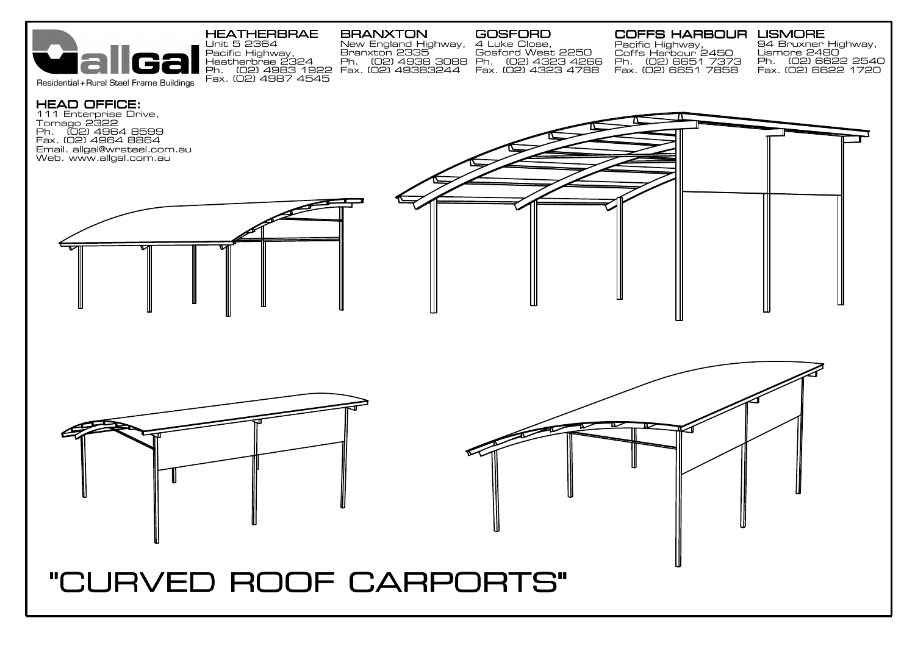allGal
Residential + Rural Steel Frame Buildings

**HEATHERBRAE**
Unit 5 2364
Pacific Highway,
Heatherbrae 2324
Ph. (02) 4983 1922
Fax. (02) 4987 4545

**BRANXTON**
New England Highway,
Branxton 2335
Ph. (02) 4938 3088
Fax. (02) 49383244

**GOSFORD**
4 Luke Close,
Gosford West 2250
Ph. (02) 4323 4266
Fax. (02) 4323 4788

**COFFS HARBOUR**
Pacific Highway,
Coffs Harbour 2450
Ph. (02) 6651 7373
Fax. (02) 6651 7858

**LISMORE**
94 Bruxner Highway,
Lismore 2480
Ph. (02) 6622 2540
Fax. (02) 6622 1720

**HEAD OFFICE:**
111 Enterprise Drive,
Tomago 2322
Ph. (02) 4964 8599
Fax. (02) 4964 8864
Email. allgal@wrsteel.com.au
Web. www.allgal.com.au

# "CURVED ROOF CARPORTS"